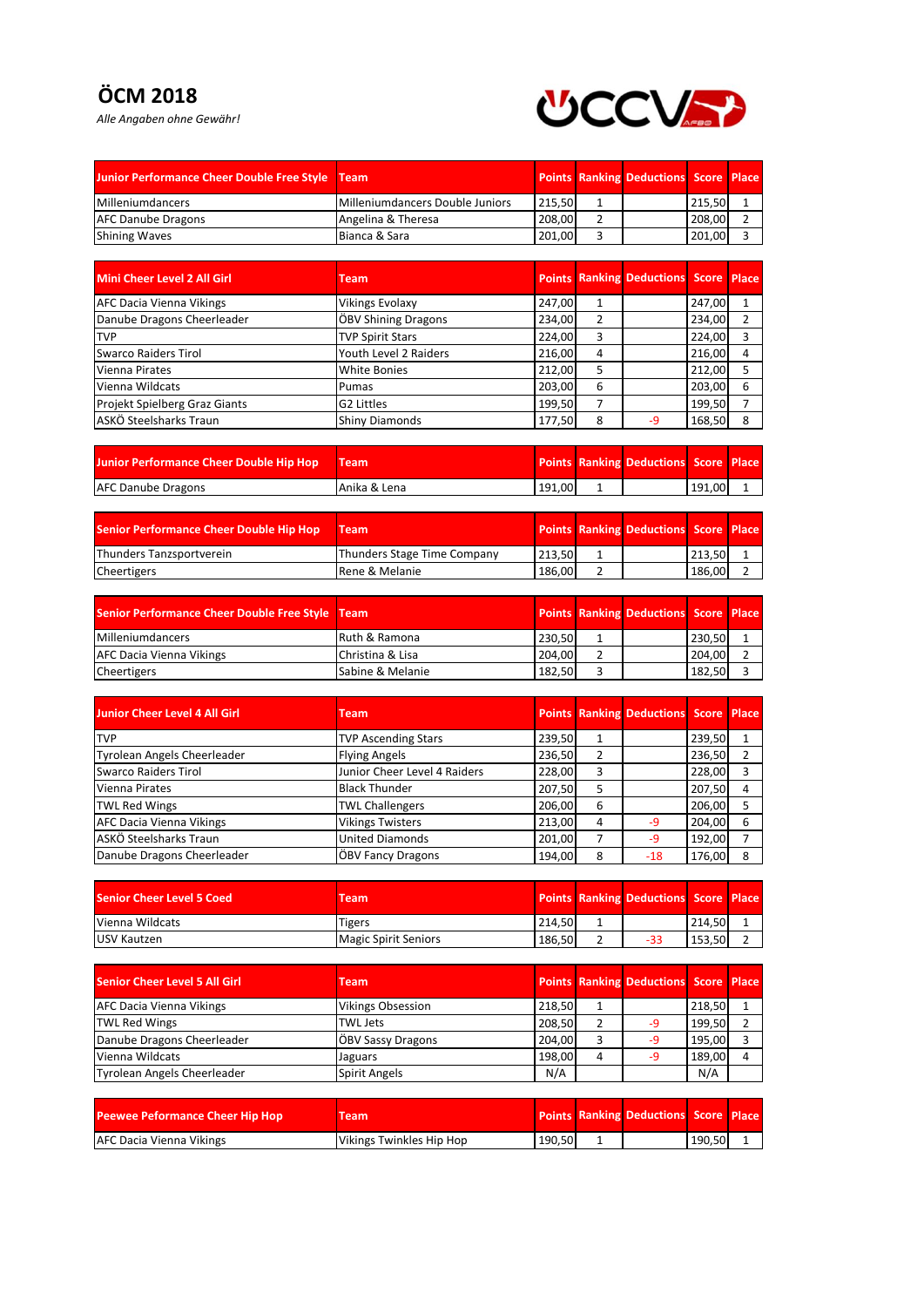# ÖCM 2018

*Alle Angaben ohne Gewähr!*

| Junior Performance Cheer Double Free Style | Team | Points | Ranking | Deductions | Score | Place |
|---|---|---|---|---|---|---|
| Milleniumdancers | Milleniumdancers Double Juniors | 215,50 | 1 | | 215,50 | 1 |
| AFC Danube Dragons | Angelina & Theresa | 208,00 | 2 | | 208,00 | 2 |
| Shining Waves | Bianca & Sara | 201,00 | 3 | | 201,00 | 3 |

| Mini Cheer Level 2 All Girl | Team | Points | Ranking | Deductions | Score | Place |
|---|---|---|---|---|---|---|
| AFC Dacia Vienna Vikings | Vikings Evolaxy | 247,00 | 1 | | 247,00 | 1 |
| Danube Dragons Cheerleader | ÖBV Shining Dragons | 234,00 | 2 | | 234,00 | 2 |
| TVP | TVP Spirit Stars | 224,00 | 3 | | 224,00 | 3 |
| Swarco Raiders Tirol | Youth Level 2 Raiders | 216,00 | 4 | | 216,00 | 4 |
| Vienna Pirates | White Bonies | 212,00 | 5 | | 212,00 | 5 |
| Vienna Wildcats | Pumas | 203,00 | 6 | | 203,00 | 6 |
| Projekt Spielberg Graz Giants | G2 Littles | 199,50 | 7 | | 199,50 | 7 |
| ASKÖ Steelsharks Traun | Shiny Diamonds | 177,50 | 8 | -9 | 168,50 | 8 |

| Junior Performance Cheer Double Hip Hop | Team | Points | Ranking | Deductions | Score | Place |
|---|---|---|---|---|---|---|
| AFC Danube Dragons | Anika & Lena | 191,00 | 1 | | 191,00 | 1 |

| Senior Performance Cheer Double Hip Hop | Team | Points | Ranking | Deductions | Score | Place |
|---|---|---|---|---|---|---|
| Thunders Tanzsportverein | Thunders Stage Time Company | 213,50 | 1 | | 213,50 | 1 |
| Cheertigers | Rene & Melanie | 186,00 | 2 | | 186,00 | 2 |

| Senior Performance Cheer Double Free Style | Team | Points | Ranking | Deductions | Score | Place |
|---|---|---|---|---|---|---|
| Milleniumdancers | Ruth & Ramona | 230,50 | 1 | | 230,50 | 1 |
| AFC Dacia Vienna Vikings | Christina & Lisa | 204,00 | 2 | | 204,00 | 2 |
| Cheertigers | Sabine & Melanie | 182,50 | 3 | | 182,50 | 3 |

| Junior Cheer Level 4 All Girl | Team | Points | Ranking | Deductions | Score | Place |
|---|---|---|---|---|---|---|
| TVP | TVP Ascending Stars | 239,50 | 1 | | 239,50 | 1 |
| Tyrolean Angels Cheerleader | Flying Angels | 236,50 | 2 | | 236,50 | 2 |
| Swarco Raiders Tirol | Junior Cheer Level 4 Raiders | 228,00 | 3 | | 228,00 | 3 |
| Vienna Pirates | Black Thunder | 207,50 | 5 | | 207,50 | 4 |
| TWL Red Wings | TWL Challengers | 206,00 | 6 | | 206,00 | 5 |
| AFC Dacia Vienna Vikings | Vikings Twisters | 213,00 | 4 | -9 | 204,00 | 6 |
| ASKÖ Steelsharks Traun | United Diamonds | 201,00 | 7 | -9 | 192,00 | 7 |
| Danube Dragons Cheerleader | ÖBV Fancy Dragons | 194,00 | 8 | -18 | 176,00 | 8 |

| Senior Cheer Level 5 Coed | Team | Points | Ranking | Deductions | Score | Place |
|---|---|---|---|---|---|---|
| Vienna Wildcats | Tigers | 214,50 | 1 | | 214,50 | 1 |
| USV Kautzen | Magic Spirit Seniors | 186,50 | 2 | -33 | 153,50 | 2 |

| Senior Cheer Level 5 All Girl | Team | Points | Ranking | Deductions | Score | Place |
|---|---|---|---|---|---|---|
| AFC Dacia Vienna Vikings | Vikings Obsession | 218,50 | 1 | | 218,50 | 1 |
| TWL Red Wings | TWL Jets | 208,50 | 2 | -9 | 199,50 | 2 |
| Danube Dragons Cheerleader | ÖBV Sassy Dragons | 204,00 | 3 | -9 | 195,00 | 3 |
| Vienna Wildcats | Jaguars | 198,00 | 4 | -9 | 189,00 | 4 |
| Tyrolean Angels Cheerleader | Spirit Angels | N/A | | | N/A | |

| Peewee Performance Cheer Hip Hop | Team | Points | Ranking | Deductions | Score | Place |
|---|---|---|---|---|---|---|
| AFC Dacia Vienna Vikings | Vikings Twinkles Hip Hop | 190,50 | 1 | | 190,50 | 1 |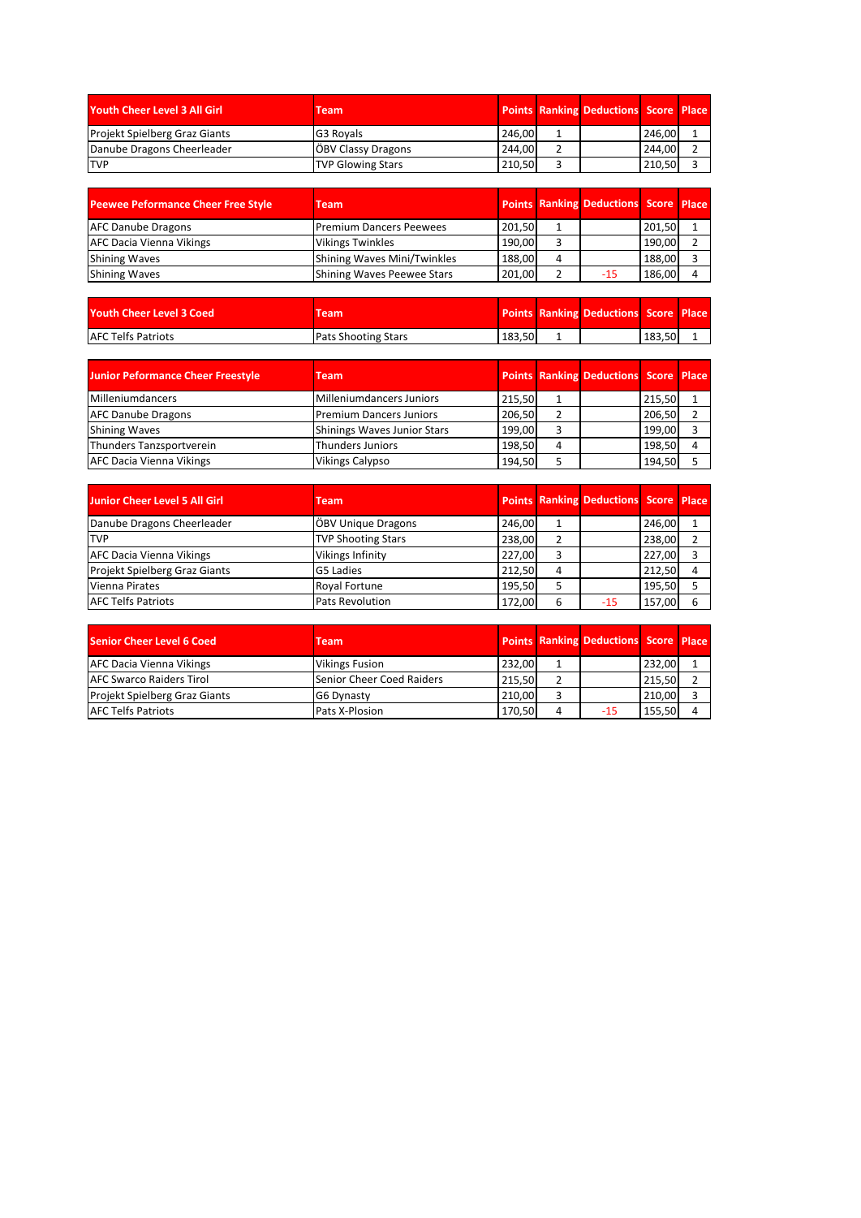| Youth Cheer Level 3 All Girl | Team | Points | Ranking | Deductions | Score | Place |
|---|---|---|---|---|---|---|
| Projekt Spielberg Graz Giants | G3 Royals | 246,00 | 1 | | 246,00 | 1 |
| Danube Dragons Cheerleader | ÖBV Classy Dragons | 244,00 | 2 | | 244,00 | 2 |
| TVP | TVP Glowing Stars | 210,50 | 3 | | 210,50 | 3 |

| Peewee Peformance Cheer Free Style | Team | Points | Ranking | Deductions | Score | Place |
|---|---|---|---|---|---|---|
| AFC Danube Dragons | Premium Dancers Peewees | 201,50 | 1 | | 201,50 | 1 |
| AFC Dacia Vienna Vikings | Vikings Twinkles | 190,00 | 3 | | 190,00 | 2 |
| Shining Waves | Shining Waves Mini/Twinkles | 188,00 | 4 | | 188,00 | 3 |
| Shining Waves | Shining Waves Peewee Stars | 201,00 | 2 | -15 | 186,00 | 4 |

| Youth Cheer Level 3 Coed | Team | Points | Ranking | Deductions | Score | Place |
|---|---|---|---|---|---|---|
| AFC Telfs Patriots | Pats Shooting Stars | 183,50 | 1 | | 183,50 | 1 |

| Junior Peformance Cheer Freestyle | Team | Points | Ranking | Deductions | Score | Place |
|---|---|---|---|---|---|---|
| Milleniumdancers | Milleniumdancers Juniors | 215,50 | 1 | | 215,50 | 1 |
| AFC Danube Dragons | Premium Dancers Juniors | 206,50 | 2 | | 206,50 | 2 |
| Shining Waves | Shinings Waves Junior Stars | 199,00 | 3 | | 199,00 | 3 |
| Thunders Tanzsportverein | Thunders Juniors | 198,50 | 4 | | 198,50 | 4 |
| AFC Dacia Vienna Vikings | Vikings Calypso | 194,50 | 5 | | 194,50 | 5 |

| Junior Cheer Level 5 All Girl | Team | Points | Ranking | Deductions | Score | Place |
|---|---|---|---|---|---|---|
| Danube Dragons Cheerleader | ÖBV Unique Dragons | 246,00 | 1 | | 246,00 | 1 |
| TVP | TVP Shooting Stars | 238,00 | 2 | | 238,00 | 2 |
| AFC Dacia Vienna Vikings | Vikings Infinity | 227,00 | 3 | | 227,00 | 3 |
| Projekt Spielberg Graz Giants | G5 Ladies | 212,50 | 4 | | 212,50 | 4 |
| Vienna Pirates | Royal Fortune | 195,50 | 5 | | 195,50 | 5 |
| AFC Telfs Patriots | Pats Revolution | 172,00 | 6 | -15 | 157,00 | 6 |

| Senior Cheer Level 6 Coed | Team | Points | Ranking | Deductions | Score | Place |
|---|---|---|---|---|---|---|
| AFC Dacia Vienna Vikings | Vikings Fusion | 232,00 | 1 | | 232,00 | 1 |
| AFC Swarco Raiders Tirol | Senior Cheer Coed Raiders | 215,50 | 2 | | 215,50 | 2 |
| Projekt Spielberg Graz Giants | G6 Dynasty | 210,00 | 3 | | 210,00 | 3 |
| AFC Telfs Patriots | Pats X-Plosion | 170,50 | 4 | -15 | 155,50 | 4 |